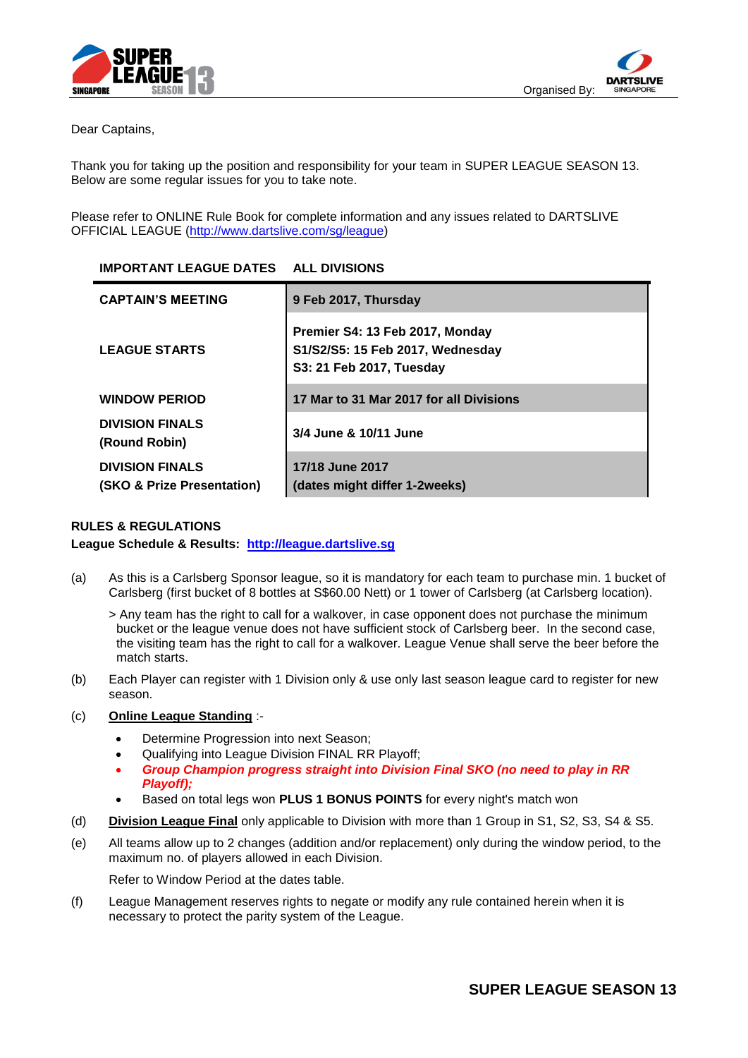Organised By:

Dear Captains,

Thank you for taking up the position and responsibility for your team in SUPER LEAGUE SEASON 13. Below are some regular issues for you to take note.

Please refer to ONLINE Rule Book for complete information and any issues related to DARTSLIVE OFFICIAL LEAGUE (http://www.dartslive.com/sg/league)

| **IMPORTANT LEAGUE DATES** | **ALL DIVISIONS** |
|---|---|
| **CAPTAIN'S MEETING** | **9 Feb 2017, Thursday** |
| **LEAGUE STARTS** | **Premier S4: 13 Feb 2017, Monday**<br>**S1/S2/S5: 15 Feb 2017, Wednesday**<br>**S3: 21 Feb 2017, Tuesday** |
| **WINDOW PERIOD** | **17 Mar to 31 Mar 2017 for all Divisions** |
| **DIVISION FINALS (Round Robin)** | **3/4 June & 10/11 June** |
| **DIVISION FINALS (SKO & Prize Presentation)** | **17/18 June 2017**<br>**(dates might differ 1-2weeks)** |

**RULES & REGULATIONS**

**League Schedule & Results: http://league.dartslive.sg**

(a) As this is a Carlsberg Sponsor league, so it is mandatory for each team to purchase min. 1 bucket of Carlsberg (first bucket of 8 bottles at S$60.00 Nett) or 1 tower of Carlsberg (at Carlsberg location).

> Any team has the right to call for a walkover, in case opponent does not purchase the minimum bucket or the league venue does not have sufficient stock of Carlsberg beer. In the second case, the visiting team has the right to call for a walkover. League Venue shall serve the beer before the match starts.

(b) Each Player can register with 1 Division only & use only last season league card to register for new season.

(c) **Online League Standing** :-

- Determine Progression into next Season;
- Qualifying into League Division FINAL RR Playoff;
- ***Group Champion progress straight into Division Final SKO (no need to play in RR Playoff);***
- Based on total legs won **PLUS 1 BONUS POINTS** for every night's match won

(d) **Division League Final** only applicable to Division with more than 1 Group in S1, S2, S3, S4 & S5.

(e) All teams allow up to 2 changes (addition and/or replacement) only during the window period, to the maximum no. of players allowed in each Division.

Refer to Window Period at the dates table.

(f) League Management reserves rights to negate or modify any rule contained herein when it is necessary to protect the parity system of the League.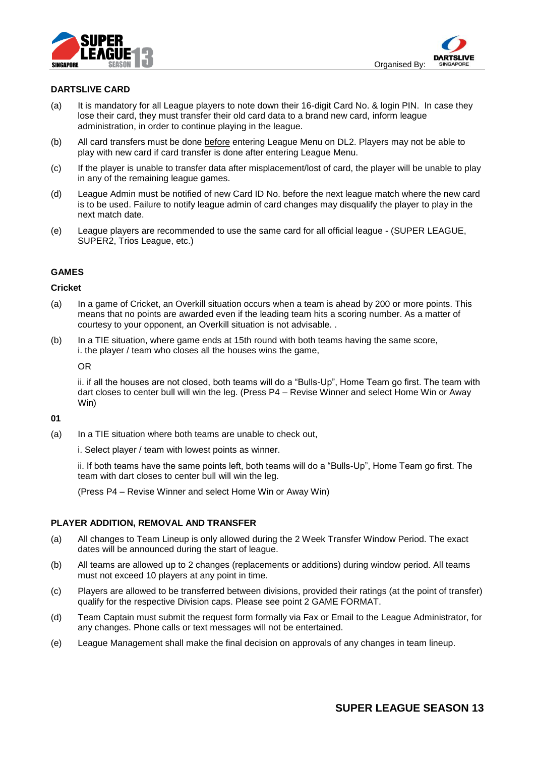## DARTSLIVE CARD

(a) It is mandatory for all League players to note down their 16-digit Card No. & login PIN. In case they lose their card, they must transfer their old card data to a brand new card, inform league administration, in order to continue playing in the league.

(b) All card transfers must be done <u>before</u> entering League Menu on DL2. Players may not be able to play with new card if card transfer is done after entering League Menu.

(c) If the player is unable to transfer data after misplacement/lost of card, the player will be unable to play in any of the remaining league games.

(d) League Admin must be notified of new Card ID No. before the next league match where the new card is to be used. Failure to notify league admin of card changes may disqualify the player to play in the next match date.

(e) League players are recommended to use the same card for all official league - (SUPER LEAGUE, SUPER2, Trios League, etc.)

## GAMES

### Cricket

(a) In a game of Cricket, an Overkill situation occurs when a team is ahead by 200 or more points. This means that no points are awarded even if the leading team hits a scoring number. As a matter of courtesy to your opponent, an Overkill situation is not advisable. .

(b) In a TIE situation, where game ends at 15th round with both teams having the same score,
i. the player / team who closes all the houses wins the game,

OR

ii. if all the houses are not closed, both teams will do a "Bulls-Up", Home Team go first. The team with dart closes to center bull will win the leg. (Press P4 – Revise Winner and select Home Win or Away Win)

### 01

(a) In a TIE situation where both teams are unable to check out,

i. Select player / team with lowest points as winner.

ii. If both teams have the same points left, both teams will do a "Bulls-Up", Home Team go first. The team with dart closes to center bull will win the leg.

(Press P4 – Revise Winner and select Home Win or Away Win)

## PLAYER ADDITION, REMOVAL AND TRANSFER

(a) All changes to Team Lineup is only allowed during the 2 Week Transfer Window Period. The exact dates will be announced during the start of league.

(b) All teams are allowed up to 2 changes (replacements or additions) during window period. All teams must not exceed 10 players at any point in time.

(c) Players are allowed to be transferred between divisions, provided their ratings (at the point of transfer) qualify for the respective Division caps. Please see point 2 GAME FORMAT.

(d) Team Captain must submit the request form formally via Fax or Email to the League Administrator, for any changes. Phone calls or text messages will not be entertained.

(e) League Management shall make the final decision on approvals of any changes in team lineup.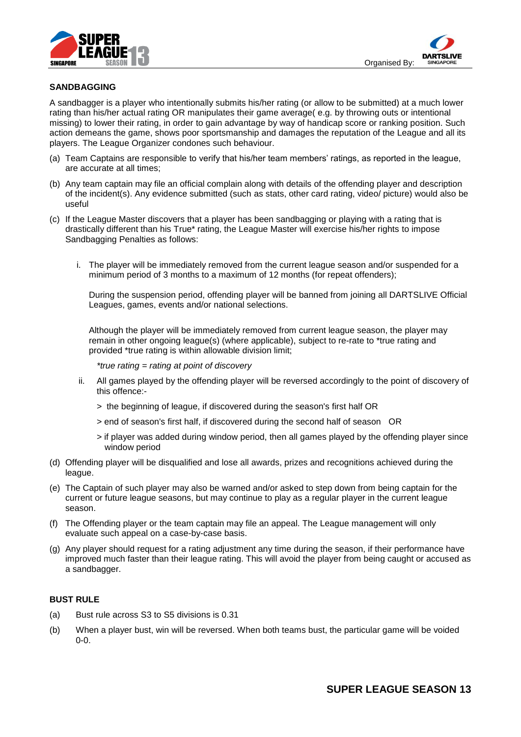## SANDBAGGING

A sandbagger is a player who intentionally submits his/her rating (or allow to be submitted) at a much lower rating than his/her actual rating OR manipulates their game average( e.g. by throwing outs or intentional missing) to lower their rating, in order to gain advantage by way of handicap score or ranking position. Such action demeans the game, shows poor sportsmanship and damages the reputation of the League and all its players. The League Organizer condones such behaviour.

(a) Team Captains are responsible to verify that his/her team members' ratings, as reported in the league, are accurate at all times;

(b) Any team captain may file an official complain along with details of the offending player and description of the incident(s). Any evidence submitted (such as stats, other card rating, video/ picture) would also be useful

(c) If the League Master discovers that a player has been sandbagging or playing with a rating that is drastically different than his True* rating, the League Master will exercise his/her rights to impose Sandbagging Penalties as follows:

   i. The player will be immediately removed from the current league season and/or suspended for a minimum period of 3 months to a maximum of 12 months (for repeat offenders);

      During the suspension period, offending player will be banned from joining all DARTSLIVE Official Leagues, games, events and/or national selections.

      Although the player will be immediately removed from current league season, the player may remain in other ongoing league(s) (where applicable), subject to re-rate to *true rating and provided *true rating is within allowable division limit;

      *\*true rating = rating at point of discovery*

   ii. All games played by the offending player will be reversed accordingly to the point of discovery of this offence:-

      > the beginning of league, if discovered during the season's first half OR

      > end of season's first half, if discovered during the second half of season OR

      > if player was added during window period, then all games played by the offending player since window period

(d) Offending player will be disqualified and lose all awards, prizes and recognitions achieved during the league.

(e) The Captain of such player may also be warned and/or asked to step down from being captain for the current or future league seasons, but may continue to play as a regular player in the current league season.

(f) The Offending player or the team captain may file an appeal. The League management will only evaluate such appeal on a case-by-case basis.

(g) Any player should request for a rating adjustment any time during the season, if their performance have improved much faster than their league rating. This will avoid the player from being caught or accused as a sandbagger.

## BUST RULE

(a) Bust rule across S3 to S5 divisions is 0.31

(b) When a player bust, win will be reversed. When both teams bust, the particular game will be voided 0-0.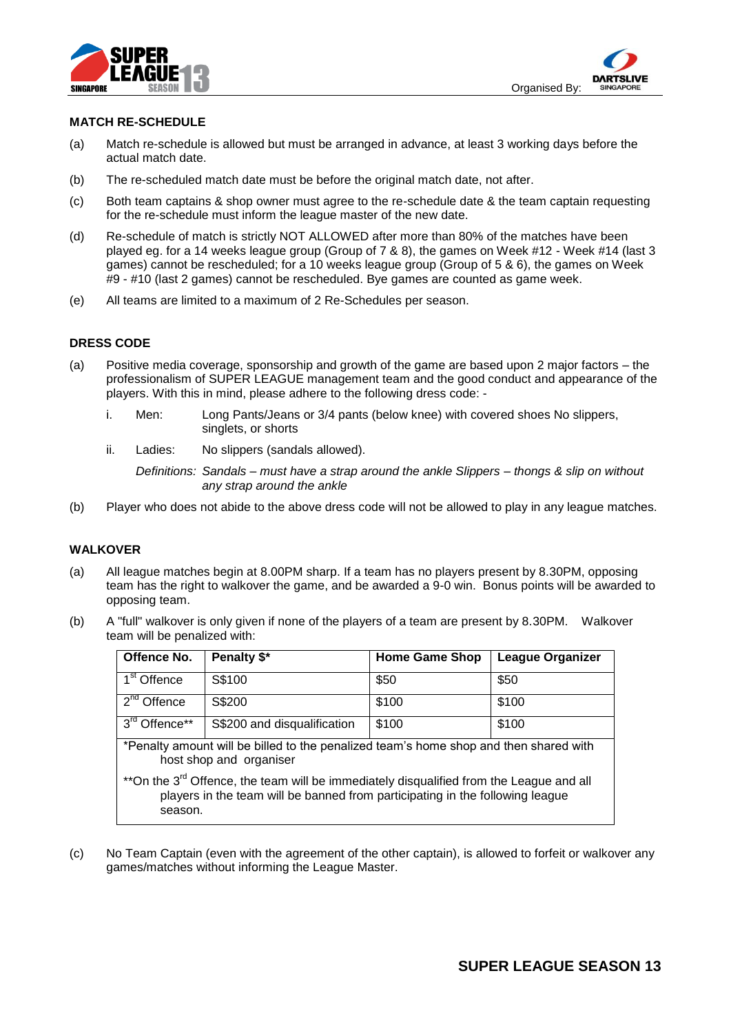## MATCH RE-SCHEDULE

(a) Match re-schedule is allowed but must be arranged in advance, at least 3 working days before the actual match date.

(b) The re-scheduled match date must be before the original match date, not after.

(c) Both team captains & shop owner must agree to the re-schedule date & the team captain requesting for the re-schedule must inform the league master of the new date.

(d) Re-schedule of match is strictly NOT ALLOWED after more than 80% of the matches have been played eg. for a 14 weeks league group (Group of 7 & 8), the games on Week #12 - Week #14 (last 3 games) cannot be rescheduled; for a 10 weeks league group (Group of 5 & 6), the games on Week #9 - #10 (last 2 games) cannot be rescheduled. Bye games are counted as game week.

(e) All teams are limited to a maximum of 2 Re-Schedules per season.

## DRESS CODE

(a) Positive media coverage, sponsorship and growth of the game are based upon 2 major factors – the professionalism of SUPER LEAGUE management team and the good conduct and appearance of the players. With this in mind, please adhere to the following dress code: -

i. Men: Long Pants/Jeans or 3/4 pants (below knee) with covered shoes No slippers, singlets, or shorts

ii. Ladies: No slippers (sandals allowed).

*Definitions: Sandals – must have a strap around the ankle Slippers – thongs & slip on without any strap around the ankle*

(b) Player who does not abide to the above dress code will not be allowed to play in any league matches.

## WALKOVER

(a) All league matches begin at 8.00PM sharp. If a team has no players present by 8.30PM, opposing team has the right to walkover the game, and be awarded a 9-0 win. Bonus points will be awarded to opposing team.

(b) A "full" walkover is only given if none of the players of a team are present by 8.30PM. Walkover team will be penalized with:

| Offence No. | Penalty $* | Home Game Shop | League Organizer |
|---|---|---|---|
| 1st Offence | S$100 | $50 | $50 |
| 2nd Offence | S$200 | $100 | $100 |
| 3rd Offence** | S$200 and disqualification | $100 | $100 |

*Penalty amount will be billed to the penalized team's home shop and then shared with host shop and organiser

**On the 3rd Offence, the team will be immediately disqualified from the League and all players in the team will be banned from participating in the following league season.

(c) No Team Captain (even with the agreement of the other captain), is allowed to forfeit or walkover any games/matches without informing the League Master.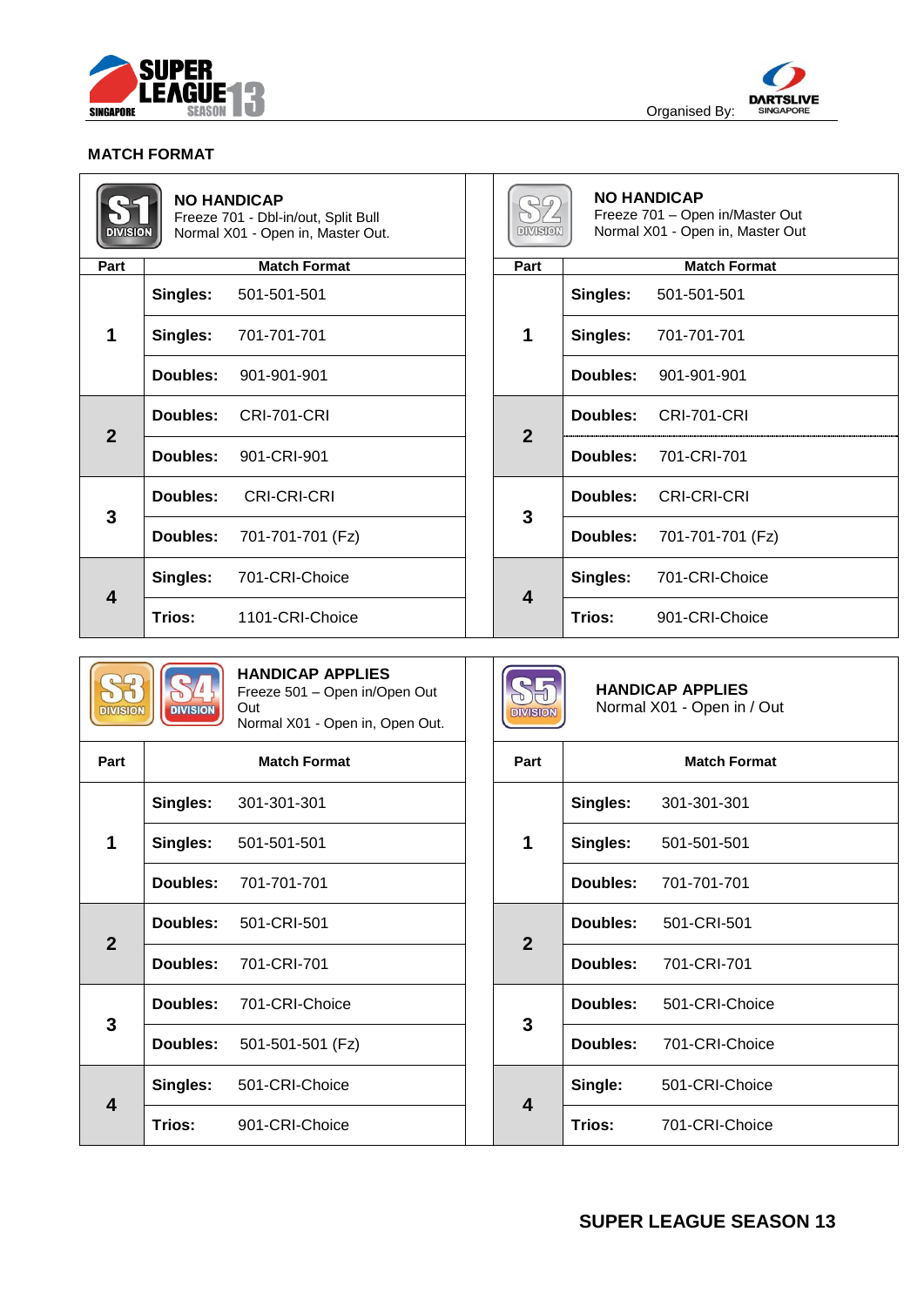## MATCH FORMAT

**S1 DIVISION**

**NO HANDICAP**
Freeze 701 - Dbl-in/out, Split Bull
Normal X01 - Open in, Master Out.

| Part | Match Format | |
|---|---|---|
| 1 | **Singles:** | 501-501-501 |
| | **Singles:** | 701-701-701 |
| | **Doubles:** | 901-901-901 |
| 2 | **Doubles:** | CRI-701-CRI |
| | **Doubles:** | 901-CRI-901 |
| 3 | **Doubles:** | CRI-CRI-CRI |
| | **Doubles:** | 701-701-701 (Fz) |
| 4 | **Singles:** | 701-CRI-Choice |
| | **Trios:** | 1101-CRI-Choice |

**S2 DIVISION**

**NO HANDICAP**
Freeze 701 – Open in/Master Out
Normal X01 - Open in, Master Out

| Part | Match Format | |
|---|---|---|
| 1 | **Singles:** | 501-501-501 |
| | **Singles:** | 701-701-701 |
| | **Doubles:** | 901-901-901 |
| 2 | **Doubles:** | CRI-701-CRI |
| | **Doubles:** | 701-CRI-701 |
| 3 | **Doubles:** | CRI-CRI-CRI |
| | **Doubles:** | 701-701-701 (Fz) |
| 4 | **Singles:** | 701-CRI-Choice |
| | **Trios:** | 901-CRI-Choice |

**S3 DIVISION / S4 DIVISION**

**HANDICAP APPLIES**
Freeze 501 – Open in/Open Out
Normal X01 - Open in, Open Out.

| Part | Match Format | |
|---|---|---|
| 1 | **Singles:** | 301-301-301 |
| | **Singles:** | 501-501-501 |
| | **Doubles:** | 701-701-701 |
| 2 | **Doubles:** | 501-CRI-501 |
| | **Doubles:** | 701-CRI-701 |
| 3 | **Doubles:** | 701-CRI-Choice |
| | **Doubles:** | 501-501-501 (Fz) |
| 4 | **Singles:** | 501-CRI-Choice |
| | **Trios:** | 901-CRI-Choice |

**S5 DIVISION**

**HANDICAP APPLIES**
Normal X01 - Open in / Out

| Part | Match Format | |
|---|---|---|
| 1 | **Singles:** | 301-301-301 |
| | **Singles:** | 501-501-501 |
| | **Doubles:** | 701-701-701 |
| 2 | **Doubles:** | 501-CRI-501 |
| | **Doubles:** | 701-CRI-701 |
| 3 | **Doubles:** | 501-CRI-Choice |
| | **Doubles:** | 701-CRI-Choice |
| 4 | **Single:** | 501-CRI-Choice |
| | **Trios:** | 701-CRI-Choice |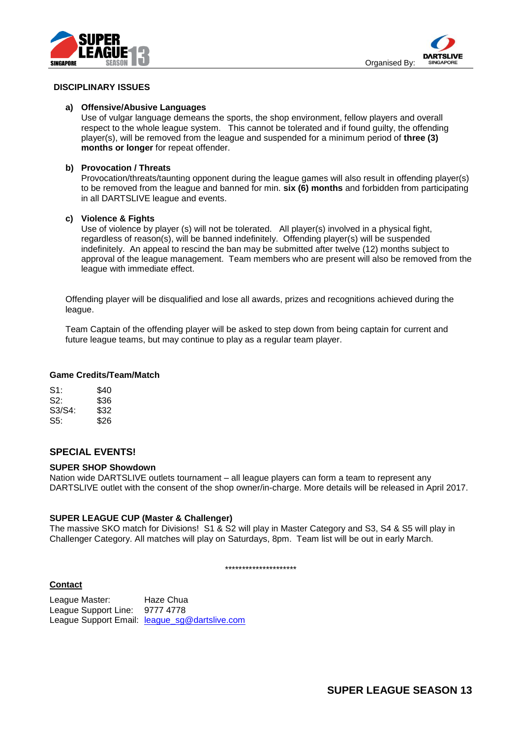## DISCIPLINARY ISSUES

**a) Offensive/Abusive Languages**
Use of vulgar language demeans the sports, the shop environment, fellow players and overall respect to the whole league system. This cannot be tolerated and if found guilty, the offending player(s), will be removed from the league and suspended for a minimum period of **three (3) months or longer** for repeat offender.

**b) Provocation / Threats**
Provocation/threats/taunting opponent during the league games will also result in offending player(s) to be removed from the league and banned for min. **six (6) months** and forbidden from participating in all DARTSLIVE league and events.

**c) Violence & Fights**
Use of violence by player (s) will not be tolerated. All player(s) involved in a physical fight, regardless of reason(s), will be banned indefinitely. Offending player(s) will be suspended indefinitely. An appeal to rescind the ban may be submitted after twelve (12) months subject to approval of the league management. Team members who are present will also be removed from the league with immediate effect.

Offending player will be disqualified and lose all awards, prizes and recognitions achieved during the league.

Team Captain of the offending player will be asked to step down from being captain for current and future league teams, but may continue to play as a regular team player.

**Game Credits/Team/Match**

| | |
|---|---|
| S1: | $40 |
| S2: | $36 |
| S3/S4: | $32 |
| S5: | $26 |

## SPECIAL EVENTS!

**SUPER SHOP Showdown**
Nation wide DARTSLIVE outlets tournament – all league players can form a team to represent any DARTSLIVE outlet with the consent of the shop owner/in-charge. More details will be released in April 2017.

**SUPER LEAGUE CUP (Master & Challenger)**
The massive SKO match for Divisions! S1 & S2 will play in Master Category and S3, S4 & S5 will play in Challenger Category. All matches will play on Saturdays, 8pm. Team list will be out in early March.

*********************

**Contact**

League Master: Haze Chua
League Support Line: 9777 4778
League Support Email: league_sg@dartslive.com